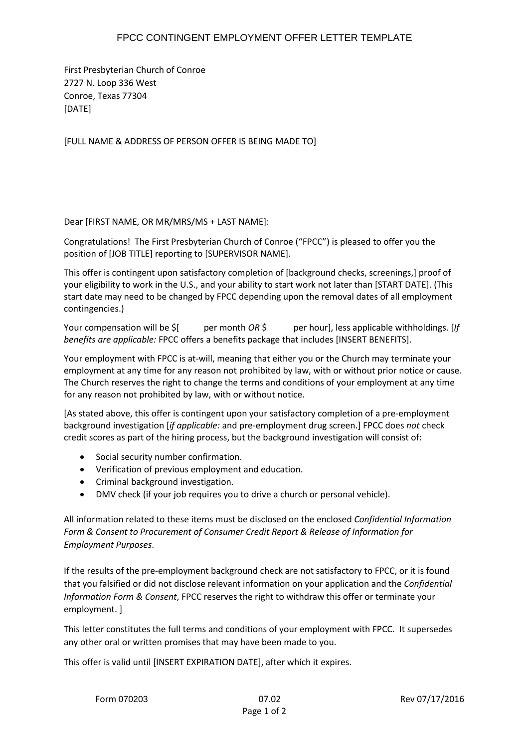# FPCC CONTINGENT EMPLOYMENT OFFER LETTER TEMPLATE

First Presbyterian Church of Conroe
2727 N. Loop 336 West
Conroe, Texas 77304
[DATE]

[FULL NAME & ADDRESS OF PERSON OFFER IS BEING MADE TO]

Dear [FIRST NAME, OR MR/MRS/MS + LAST NAME]:

Congratulations! The First Presbyterian Church of Conroe ("FPCC") is pleased to offer you the position of [JOB TITLE] reporting to [SUPERVISOR NAME].

This offer is contingent upon satisfactory completion of [background checks, screenings,] proof of your eligibility to work in the U.S., and your ability to start work not later than [START DATE]. (This start date may need to be changed by FPCC depending upon the removal dates of all employment contingencies.)

Your compensation will be $[ per month *OR* $ per hour], less applicable withholdings. [*If benefits are applicable:* FPCC offers a benefits package that includes [INSERT BENEFITS].

Your employment with FPCC is at-will, meaning that either you or the Church may terminate your employment at any time for any reason not prohibited by law, with or without prior notice or cause. The Church reserves the right to change the terms and conditions of your employment at any time for any reason not prohibited by law, with or without notice.

[As stated above, this offer is contingent upon your satisfactory completion of a pre-employment background investigation [*if applicable:* and pre-employment drug screen.] FPCC does *not* check credit scores as part of the hiring process, but the background investigation will consist of:

- Social security number confirmation.
- Verification of previous employment and education.
- Criminal background investigation.
- DMV check (if your job requires you to drive a church or personal vehicle).

All information related to these items must be disclosed on the enclosed *Confidential Information Form & Consent to Procurement of Consumer Credit Report & Release of Information for Employment Purposes*.

If the results of the pre-employment background check are not satisfactory to FPCC, or it is found that you falsified or did not disclose relevant information on your application and the *Confidential Information Form & Consent*, FPCC reserves the right to withdraw this offer or terminate your employment. ]

This letter constitutes the full terms and conditions of your employment with FPCC. It supersedes any other oral or written promises that may have been made to you.

This offer is valid until [INSERT EXPIRATION DATE], after which it expires.

Form 070203 07.02 Rev 07/17/2016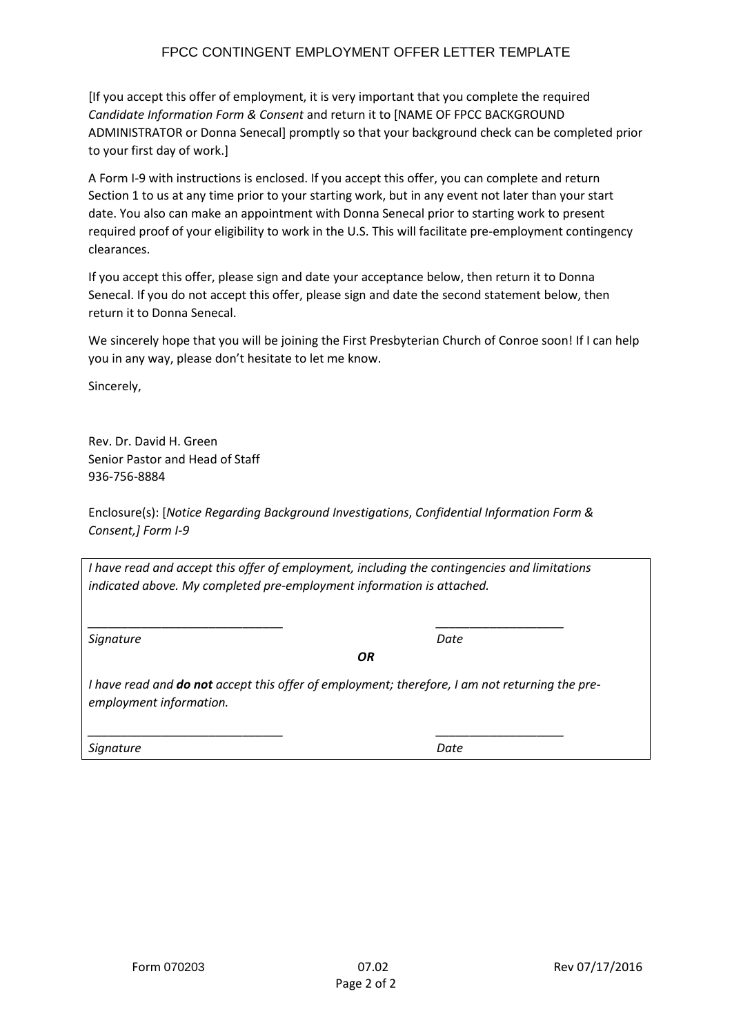[If you accept this offer of employment, it is very important that you complete the required *Candidate Information Form & Consent* and return it to [NAME OF FPCC BACKGROUND ADMINISTRATOR or Donna Senecal] promptly so that your background check can be completed prior to your first day of work.]

A Form I-9 with instructions is enclosed. If you accept this offer, you can complete and return Section 1 to us at any time prior to your starting work, but in any event not later than your start date. You also can make an appointment with Donna Senecal prior to starting work to present required proof of your eligibility to work in the U.S. This will facilitate pre-employment contingency clearances.

If you accept this offer, please sign and date your acceptance below, then return it to Donna Senecal. If you do not accept this offer, please sign and date the second statement below, then return it to Donna Senecal.

We sincerely hope that you will be joining the First Presbyterian Church of Conroe soon! If I can help you in any way, please don't hesitate to let me know.

Sincerely,

Rev. Dr. David H. Green
Senior Pastor and Head of Staff
936-756-8884

Enclosure(s): [*Notice Regarding Background Investigations*, *Confidential Information Form & Consent,] Form I-9*

*I have read and accept this offer of employment, including the contingencies and limitations indicated above. My completed pre-employment information is attached.*

_____________________________ ___________________

*Signature* *Date*

***OR***

*I have read and* ***do not*** *accept this offer of employment; therefore, I am not returning the pre-employment information.*

_____________________________ ___________________

*Signature* *Date*

Form 070203 07.02 Rev 07/17/2016